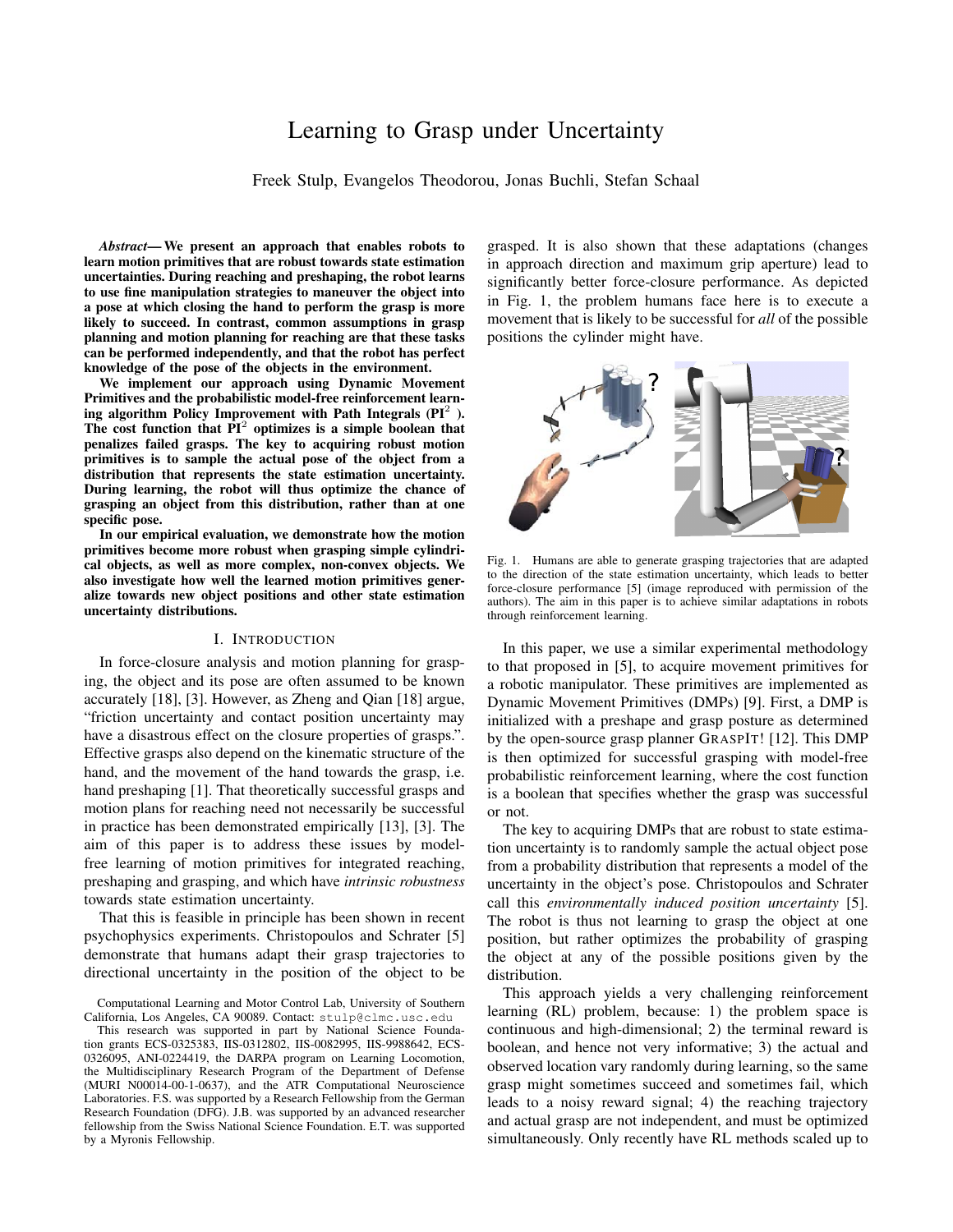# Learning to Grasp under Uncertainty

Freek Stulp, Evangelos Theodorou, Jonas Buchli, Stefan Schaal

***Abstract*— We present an approach that enables robots to learn motion primitives that are robust towards state estimation uncertainties. During reaching and preshaping, the robot learns to use fine manipulation strategies to maneuver the object into a pose at which closing the hand to perform the grasp is more likely to succeed. In contrast, common assumptions in grasp planning and motion planning for reaching are that these tasks can be performed independently, and that the robot has perfect knowledge of the pose of the objects in the environment.**

**We implement our approach using Dynamic Movement Primitives and the probabilistic model-free reinforcement learning algorithm Policy Improvement with Path Integrals (PI$^2$ ). The cost function that PI$^2$ optimizes is a simple boolean that penalizes failed grasps. The key to acquiring robust motion primitives is to sample the actual pose of the object from a distribution that represents the state estimation uncertainty. During learning, the robot will thus optimize the chance of grasping an object from this distribution, rather than at one specific pose.**

**In our empirical evaluation, we demonstrate how the motion primitives become more robust when grasping simple cylindrical objects, as well as more complex, non-convex objects. We also investigate how well the learned motion primitives generalize towards new object positions and other state estimation uncertainty distributions.**

## I. Introduction

In force-closure analysis and motion planning for grasping, the object and its pose are often assumed to be known accurately [18], [3]. However, as Zheng and Qian [18] argue, "friction uncertainty and contact position uncertainty may have a disastrous effect on the closure properties of grasps.". Effective grasps also depend on the kinematic structure of the hand, and the movement of the hand towards the grasp, i.e. hand preshaping [1]. That theoretically successful grasps and motion plans for reaching need not necessarily be successful in practice has been demonstrated empirically [13], [3]. The aim of this paper is to address these issues by model-free learning of motion primitives for integrated reaching, preshaping and grasping, and which have *intrinsic robustness* towards state estimation uncertainty.

That this is feasible in principle has been shown in recent psychophysics experiments. Christopoulos and Schrater [5] demonstrate that humans adapt their grasp trajectories to directional uncertainty in the position of the object to be grasped. It is also shown that these adaptations (changes in approach direction and maximum grip aperture) lead to significantly better force-closure performance. As depicted in Fig. 1, the problem humans face here is to execute a movement that is likely to be successful for *all* of the possible positions the cylinder might have.

Fig. 1. Humans are able to generate grasping trajectories that are adapted to the direction of the state estimation uncertainty, which leads to better force-closure performance [5] (image reproduced with permission of the authors). The aim in this paper is to achieve similar adaptations in robots through reinforcement learning.

In this paper, we use a similar experimental methodology to that proposed in [5], to acquire movement primitives for a robotic manipulator. These primitives are implemented as Dynamic Movement Primitives (DMPs) [9]. First, a DMP is initialized with a preshape and grasp posture as determined by the open-source grasp planner GraspIt! [12]. This DMP is then optimized for successful grasping with model-free probabilistic reinforcement learning, where the cost function is a boolean that specifies whether the grasp was successful or not.

The key to acquiring DMPs that are robust to state estimation uncertainty is to randomly sample the actual object pose from a probability distribution that represents a model of the uncertainty in the object's pose. Christopoulos and Schrater call this *environmentally induced position uncertainty* [5]. The robot is thus not learning to grasp the object at one position, but rather optimizes the probability of grasping the object at any of the possible positions given by the distribution.

This approach yields a very challenging reinforcement learning (RL) problem, because: 1) the problem space is continuous and high-dimensional; 2) the terminal reward is boolean, and hence not very informative; 3) the actual and observed location vary randomly during learning, so the same grasp might sometimes succeed and sometimes fail, which leads to a noisy reward signal; 4) the reaching trajectory and actual grasp are not independent, and must be optimized simultaneously. Only recently have RL methods scaled up to

Computational Learning and Motor Control Lab, University of Southern California, Los Angeles, CA 90089. Contact: stulp@clmc.usc.edu

This research was supported in part by National Science Foundation grants ECS-0325383, IIS-0312802, IIS-0082995, IIS-9988642, ECS-0326095, ANI-0224419, the DARPA program on Learning Locomotion, the Multidisciplinary Research Program of the Department of Defense (MURI N00014-00-1-0637), and the ATR Computational Neuroscience Laboratories. F.S. was supported by a Research Fellowship from the German Research Foundation (DFG). J.B. was supported by an advanced researcher fellowship from the Swiss National Science Foundation. E.T. was supported by a Myronis Fellowship.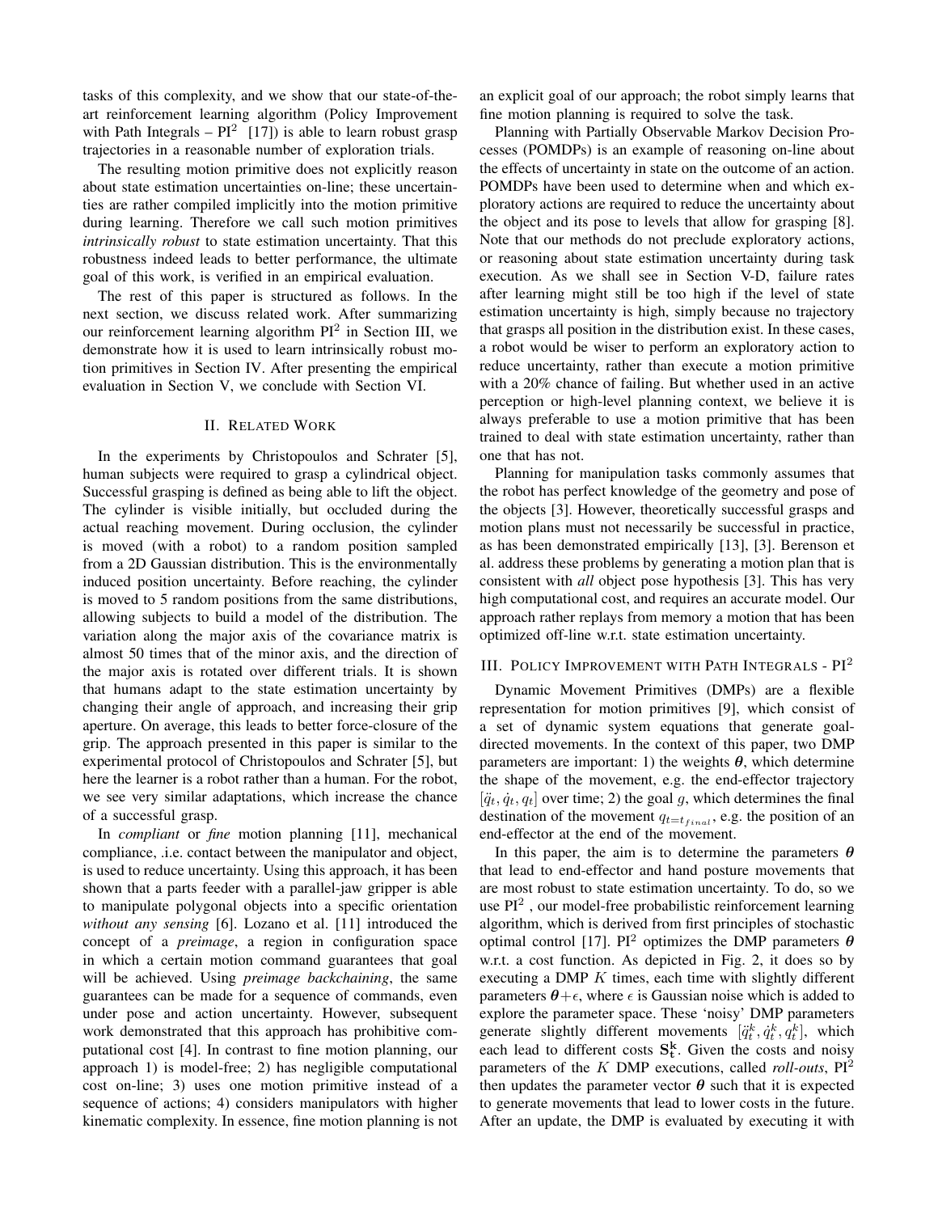tasks of this complexity, and we show that our state-of-the-art reinforcement learning algorithm (Policy Improvement with Path Integrals – $\text{PI}^2$ [17]) is able to learn robust grasp trajectories in a reasonable number of exploration trials.

The resulting motion primitive does not explicitly reason about state estimation uncertainties on-line; these uncertainties are rather compiled implicitly into the motion primitive during learning. Therefore we call such motion primitives *intrinsically robust* to state estimation uncertainty. That this robustness indeed leads to better performance, the ultimate goal of this work, is verified in an empirical evaluation.

The rest of this paper is structured as follows. In the next section, we discuss related work. After summarizing our reinforcement learning algorithm $\text{PI}^2$ in Section III, we demonstrate how it is used to learn intrinsically robust motion primitives in Section IV. After presenting the empirical evaluation in Section V, we conclude with Section VI.

## II. Related Work

In the experiments by Christopoulos and Schrater [5], human subjects were required to grasp a cylindrical object. Successful grasping is defined as being able to lift the object. The cylinder is visible initially, but occluded during the actual reaching movement. During occlusion, the cylinder is moved (with a robot) to a random position sampled from a 2D Gaussian distribution. This is the environmentally induced position uncertainty. Before reaching, the cylinder is moved to 5 random positions from the same distributions, allowing subjects to build a model of the distribution. The variation along the major axis of the covariance matrix is almost 50 times that of the minor axis, and the direction of the major axis is rotated over different trials. It is shown that humans adapt to the state estimation uncertainty by changing their angle of approach, and increasing their grip aperture. On average, this leads to better force-closure of the grip. The approach presented in this paper is similar to the experimental protocol of Christopoulos and Schrater [5], but here the learner is a robot rather than a human. For the robot, we see very similar adaptations, which increase the chance of a successful grasp.

In *compliant* or *fine* motion planning [11], mechanical compliance, .i.e. contact between the manipulator and object, is used to reduce uncertainty. Using this approach, it has been shown that a parts feeder with a parallel-jaw gripper is able to manipulate polygonal objects into a specific orientation *without any sensing* [6]. Lozano et al. [11] introduced the concept of a *preimage*, a region in configuration space in which a certain motion command guarantees that goal will be achieved. Using *preimage backchaining*, the same guarantees can be made for a sequence of commands, even under pose and action uncertainty. However, subsequent work demonstrated that this approach has prohibitive computational cost [4]. In contrast to fine motion planning, our approach 1) is model-free; 2) has negligible computational cost on-line; 3) uses one motion primitive instead of a sequence of actions; 4) considers manipulators with higher kinematic complexity. In essence, fine motion planning is not an explicit goal of our approach; the robot simply learns that fine motion planning is required to solve the task.

Planning with Partially Observable Markov Decision Processes (POMDPs) is an example of reasoning on-line about the effects of uncertainty in state on the outcome of an action. POMDPs have been used to determine when and which exploratory actions are required to reduce the uncertainty about the object and its pose to levels that allow for grasping [8]. Note that our methods do not preclude exploratory actions, or reasoning about state estimation uncertainty during task execution. As we shall see in Section V-D, failure rates after learning might still be too high if the level of state estimation uncertainty is high, simply because no trajectory that grasps all position in the distribution exist. In these cases, a robot would be wiser to perform an exploratory action to reduce uncertainty, rather than execute a motion primitive with a 20% chance of failing. But whether used in an active perception or high-level planning context, we believe it is always preferable to use a motion primitive that has been trained to deal with state estimation uncertainty, rather than one that has not.

Planning for manipulation tasks commonly assumes that the robot has perfect knowledge of the geometry and pose of the objects [3]. However, theoretically successful grasps and motion plans must not necessarily be successful in practice, as has been demonstrated empirically [13], [3]. Berenson et al. address these problems by generating a motion plan that is consistent with *all* object pose hypothesis [3]. This has very high computational cost, and requires an accurate model. Our approach rather replays from memory a motion that has been optimized off-line w.r.t. state estimation uncertainty.

## III. Policy Improvement with Path Integrals - $\text{PI}^2$

Dynamic Movement Primitives (DMPs) are a flexible representation for motion primitives [9], which consist of a set of dynamic system equations that generate goal-directed movements. In the context of this paper, two DMP parameters are important: 1) the weights $\boldsymbol{\theta}$, which determine the shape of the movement, e.g. the end-effector trajectory $[\ddot{q}_t, \dot{q}_t, q_t]$ over time; 2) the goal $g$, which determines the final destination of the movement $q_{t=t_{final}}$, e.g. the position of an end-effector at the end of the movement.

In this paper, the aim is to determine the parameters $\boldsymbol{\theta}$ that lead to end-effector and hand posture movements that are most robust to state estimation uncertainty. To do, so we use $\text{PI}^2$ , our model-free probabilistic reinforcement learning algorithm, which is derived from first principles of stochastic optimal control [17]. $\text{PI}^2$ optimizes the DMP parameters $\boldsymbol{\theta}$ w.r.t. a cost function. As depicted in Fig. 2, it does so by executing a DMP $K$ times, each time with slightly different parameters $\boldsymbol{\theta}+\epsilon$, where $\epsilon$ is Gaussian noise which is added to explore the parameter space. These 'noisy' DMP parameters generate slightly different movements $[\ddot{q}^k_t, \dot{q}^k_t, q^k_t]$, which each lead to different costs $\mathbf{S^k_t}$. Given the costs and noisy parameters of the $K$ DMP executions, called *roll-outs*, $\text{PI}^2$ then updates the parameter vector $\boldsymbol{\theta}$ such that it is expected to generate movements that lead to lower costs in the future. After an update, the DMP is evaluated by executing it with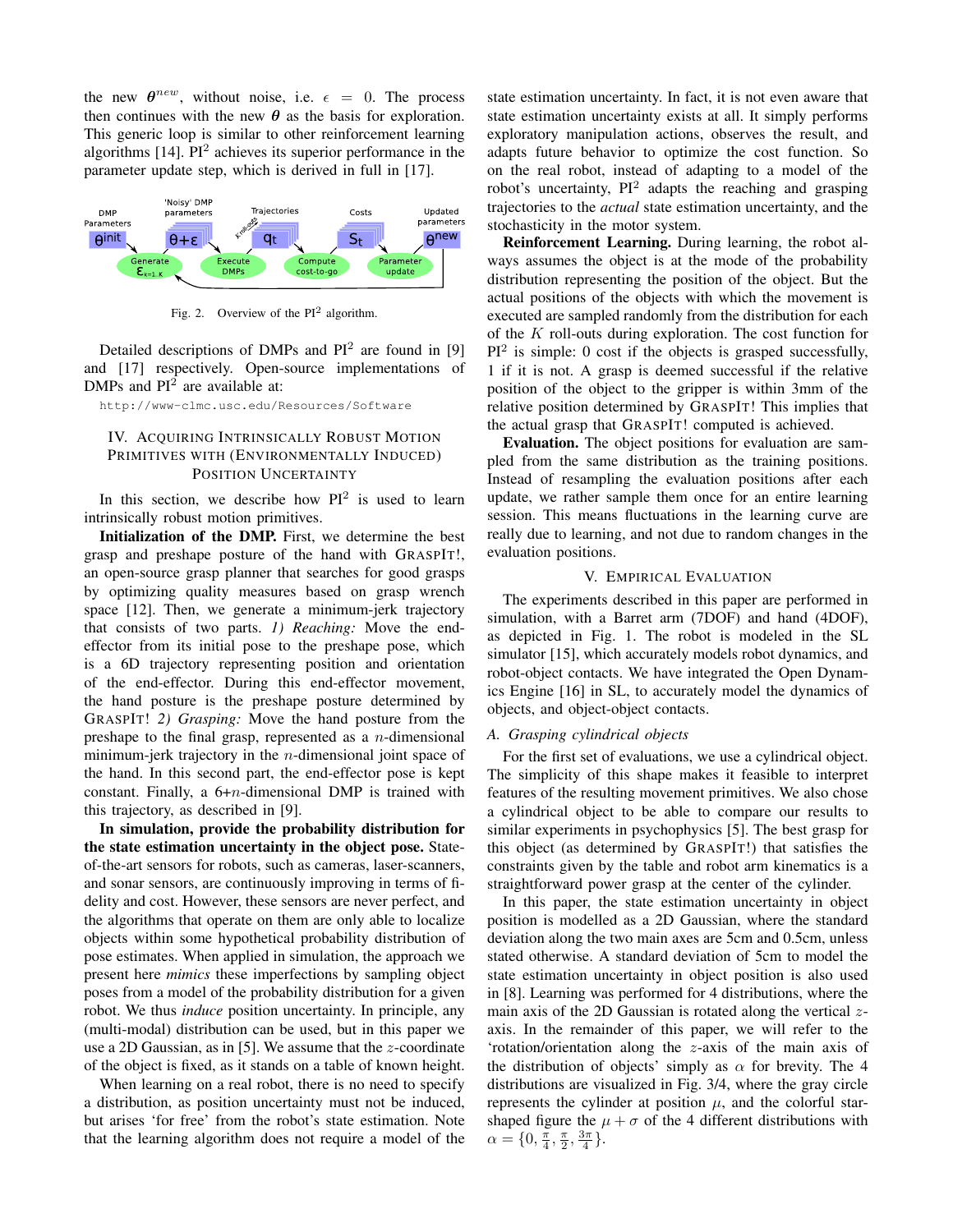the new $\boldsymbol{\theta}^{new}$, without noise, i.e. $\epsilon = 0$. The process then continues with the new $\boldsymbol{\theta}$ as the basis for exploration. This generic loop is similar to other reinforcement learning algorithms [14]. PI$^2$ achieves its superior performance in the parameter update step, which is derived in full in [17].

Fig. 2. Overview of the PI$^2$ algorithm.

Detailed descriptions of DMPs and PI$^2$ are found in [9] and [17] respectively. Open-source implementations of DMPs and PI$^2$ are available at:

```
http://www-clmc.usc.edu/Resources/Software
```

## IV. Acquiring Intrinsically Robust Motion Primitives with (Environmentally Induced) Position Uncertainty

In this section, we describe how PI$^2$ is used to learn intrinsically robust motion primitives.

**Initialization of the DMP.** First, we determine the best grasp and preshape posture of the hand with GraspIt!, an open-source grasp planner that searches for good grasps by optimizing quality measures based on grasp wrench space [12]. Then, we generate a minimum-jerk trajectory that consists of two parts. *1) Reaching:* Move the end-effector from its initial pose to the preshape pose, which is a 6D trajectory representing position and orientation of the end-effector. During this end-effector movement, the hand posture is the preshape posture determined by GraspIt! *2) Grasping:* Move the hand posture from the preshape to the final grasp, represented as a $n$-dimensional minimum-jerk trajectory in the $n$-dimensional joint space of the hand. In this second part, the end-effector pose is kept constant. Finally, a 6+$n$-dimensional DMP is trained with this trajectory, as described in [9].

**In simulation, provide the probability distribution for the state estimation uncertainty in the object pose.** State-of-the-art sensors for robots, such as cameras, laser-scanners, and sonar sensors, are continuously improving in terms of fidelity and cost. However, these sensors are never perfect, and the algorithms that operate on them are only able to localize objects within some hypothetical probability distribution of pose estimates. When applied in simulation, the approach we present here *mimics* these imperfections by sampling object poses from a model of the probability distribution for a given robot. We thus *induce* position uncertainty. In principle, any (multi-modal) distribution can be used, but in this paper we use a 2D Gaussian, as in [5]. We assume that the $z$-coordinate of the object is fixed, as it stands on a table of known height.

When learning on a real robot, there is no need to specify a distribution, as position uncertainty must not be induced, but arises 'for free' from the robot's state estimation. Note that the learning algorithm does not require a model of the state estimation uncertainty. In fact, it is not even aware that state estimation uncertainty exists at all. It simply performs exploratory manipulation actions, observes the result, and adapts future behavior to optimize the cost function. So on the real robot, instead of adapting to a model of the robot's uncertainty, PI$^2$ adapts the reaching and grasping trajectories to the *actual* state estimation uncertainty, and the stochasticity in the motor system.

**Reinforcement Learning.** During learning, the robot always assumes the object is at the mode of the probability distribution representing the position of the object. But the actual positions of the objects with which the movement is executed are sampled randomly from the distribution for each of the $K$ roll-outs during exploration. The cost function for PI$^2$ is simple: 0 cost if the objects is grasped successfully, 1 if it is not. A grasp is deemed successful if the relative position of the object to the gripper is within 3mm of the relative position determined by GraspIt! This implies that the actual grasp that GraspIt! computed is achieved.

**Evaluation.** The object positions for evaluation are sampled from the same distribution as the training positions. Instead of resampling the evaluation positions after each update, we rather sample them once for an entire learning session. This means fluctuations in the learning curve are really due to learning, and not due to random changes in the evaluation positions.

## V. Empirical Evaluation

The experiments described in this paper are performed in simulation, with a Barret arm (7DOF) and hand (4DOF), as depicted in Fig. 1. The robot is modeled in the SL simulator [15], which accurately models robot dynamics, and robot-object contacts. We have integrated the Open Dynamics Engine [16] in SL, to accurately model the dynamics of objects, and object-object contacts.

### A. Grasping cylindrical objects

For the first set of evaluations, we use a cylindrical object. The simplicity of this shape makes it feasible to interpret features of the resulting movement primitives. We also chose a cylindrical object to be able to compare our results to similar experiments in psychophysics [5]. The best grasp for this object (as determined by GraspIt!) that satisfies the constraints given by the table and robot arm kinematics is a straightforward power grasp at the center of the cylinder.

In this paper, the state estimation uncertainty in object position is modelled as a 2D Gaussian, where the standard deviation along the two main axes are 5cm and 0.5cm, unless stated otherwise. A standard deviation of 5cm to model the state estimation uncertainty in object position is also used in [8]. Learning was performed for 4 distributions, where the main axis of the 2D Gaussian is rotated along the vertical $z$-axis. In the remainder of this paper, we will refer to the 'rotation/orientation along the $z$-axis of the main axis of the distribution of objects' simply as $\alpha$ for brevity. The 4 distributions are visualized in Fig. 3/4, where the gray circle represents the cylinder at position $\mu$, and the colorful star-shaped figure the $\mu + \sigma$ of the 4 different distributions with $\alpha = \{0, \frac{\pi}{4}, \frac{\pi}{2}, \frac{3\pi}{4}\}$.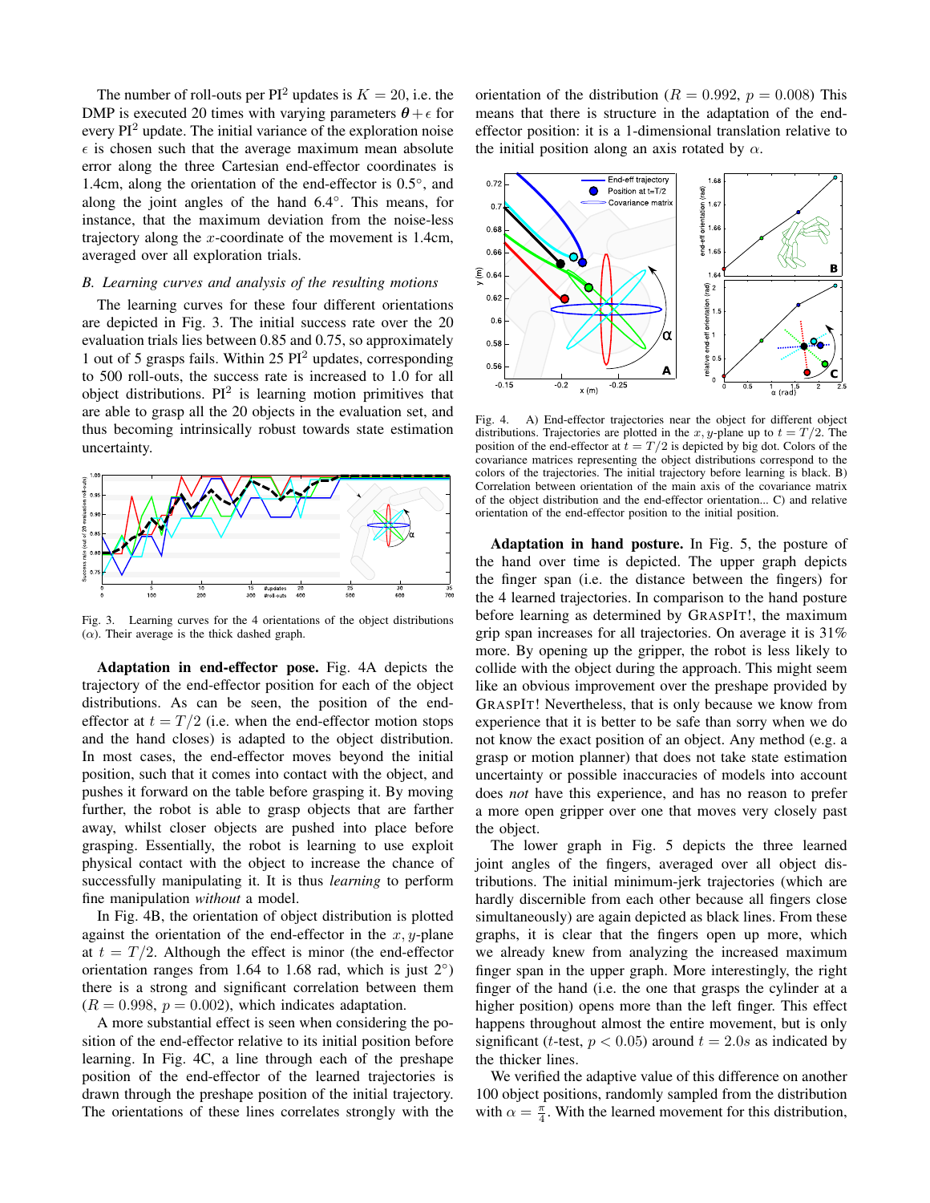The number of roll-outs per PI$^2$ updates is $K = 20$, i.e. the DMP is executed 20 times with varying parameters $\boldsymbol{\theta} + \epsilon$ for every PI$^2$ update. The initial variance of the exploration noise $\epsilon$ is chosen such that the average maximum mean absolute error along the three Cartesian end-effector coordinates is 1.4cm, along the orientation of the end-effector is 0.5°, and along the joint angles of the hand 6.4°. This means, for instance, that the maximum deviation from the noise-less trajectory along the $x$-coordinate of the movement is 1.4cm, averaged over all exploration trials.

### *B. Learning curves and analysis of the resulting motions*

The learning curves for these four different orientations are depicted in Fig. 3. The initial success rate over the 20 evaluation trials lies between 0.85 and 0.75, so approximately 1 out of 5 grasps fails. Within 25 PI$^2$ updates, corresponding to 500 roll-outs, the success rate is increased to 1.0 for all object distributions. PI$^2$ is learning motion primitives that are able to grasp all the 20 objects in the evaluation set, and thus becoming intrinsically robust towards state estimation uncertainty.

Fig. 3. Learning curves for the 4 orientations of the object distributions ($\alpha$). Their average is the thick dashed graph.

**Adaptation in end-effector pose.** Fig. 4A depicts the trajectory of the end-effector position for each of the object distributions. As can be seen, the position of the end-effector at $t = T/2$ (i.e. when the end-effector motion stops and the hand closes) is adapted to the object distribution. In most cases, the end-effector moves beyond the initial position, such that it comes into contact with the object, and pushes it forward on the table before grasping it. By moving further, the robot is able to grasp objects that are farther away, whilst closer objects are pushed into place before grasping. Essentially, the robot is learning to use exploit physical contact with the object to increase the chance of successfully manipulating it. It is thus *learning* to perform fine manipulation *without* a model.

In Fig. 4B, the orientation of object distribution is plotted against the orientation of the end-effector in the $x, y$-plane at $t = T/2$. Although the effect is minor (the end-effector orientation ranges from 1.64 to 1.68 rad, which is just 2°) there is a strong and significant correlation between them ($R = 0.998$, $p = 0.002$), which indicates adaptation.

A more substantial effect is seen when considering the position of the end-effector relative to its initial position before learning. In Fig. 4C, a line through each of the preshape position of the end-effector of the learned trajectories is drawn through the preshape position of the initial trajectory. The orientations of these lines correlates strongly with the orientation of the distribution ($R = 0.992$, $p = 0.008$) This means that there is structure in the adaptation of the end-effector position: it is a 1-dimensional translation relative to the initial position along an axis rotated by $\alpha$.

Fig. 4. A) End-effector trajectories near the object for different object distributions. Trajectories are plotted in the $x, y$-plane up to $t = T/2$. The position of the end-effector at $t = T/2$ is depicted by big dot. Colors of the covariance matrices representing the object distributions correspond to the colors of the trajectories. The initial trajectory before learning is black. B) Correlation between orientation of the main axis of the covariance matrix of the object distribution and the end-effector orientation... C) and relative orientation of the end-effector position to the initial position.

**Adaptation in hand posture.** In Fig. 5, the posture of the hand over time is depicted. The upper graph depicts the finger span (i.e. the distance between the fingers) for the 4 learned trajectories. In comparison to the hand posture before learning as determined by GRASPIT!, the maximum grip span increases for all trajectories. On average it is 31% more. By opening up the gripper, the robot is less likely to collide with the object during the approach. This might seem like an obvious improvement over the preshape provided by GRASPIT! Nevertheless, that is only because we know from experience that it is better to be safe than sorry when we do not know the exact position of an object. Any method (e.g. a grasp or motion planner) that does not take state estimation uncertainty or possible inaccuracies of models into account does *not* have this experience, and has no reason to prefer a more open gripper over one that moves very closely past the object.

The lower graph in Fig. 5 depicts the three learned joint angles of the fingers, averaged over all object distributions. The initial minimum-jerk trajectories (which are hardly discernible from each other because all fingers close simultaneously) are again depicted as black lines. From these graphs, it is clear that the fingers open up more, which we already knew from analyzing the increased maximum finger span in the upper graph. More interestingly, the right finger of the hand (i.e. the one that grasps the cylinder at a higher position) opens more than the left finger. This effect happens throughout almost the entire movement, but is only significant ($t$-test, $p < 0.05$) around $t = 2.0s$ as indicated by the thicker lines.

We verified the adaptive value of this difference on another 100 object positions, randomly sampled from the distribution with $\alpha = \frac{\pi}{4}$. With the learned movement for this distribution,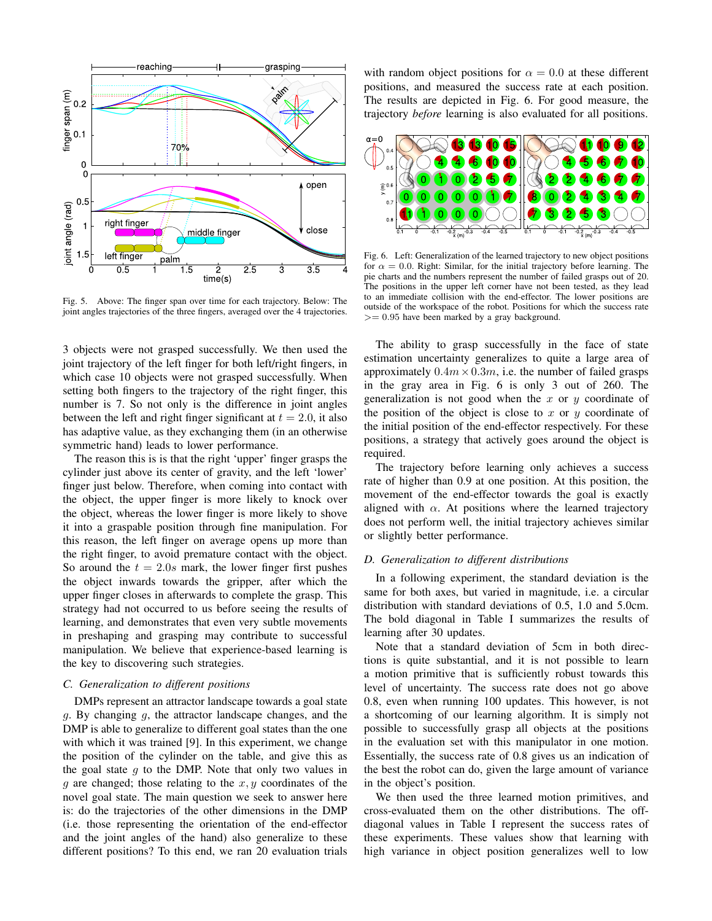Fig. 5. Above: The finger span over time for each trajectory. Below: The joint angles trajectories of the three fingers, averaged over the 4 trajectories.

3 objects were not grasped successfully. We then used the joint trajectory of the left finger for both left/right fingers, in which case 10 objects were not grasped successfully. When setting both fingers to the trajectory of the right finger, this number is 7. So not only is the difference in joint angles between the left and right finger significant at $t = 2.0$, it also has adaptive value, as they exchanging them (in an otherwise symmetric hand) leads to lower performance.

The reason this is is that the right 'upper' finger grasps the cylinder just above its center of gravity, and the left 'lower' finger just below. Therefore, when coming into contact with the object, the upper finger is more likely to knock over the object, whereas the lower finger is more likely to shove it into a graspable position through fine manipulation. For this reason, the left finger on average opens up more than the right finger, to avoid premature contact with the object. So around the $t = 2.0s$ mark, the lower finger first pushes the object inwards towards the gripper, after which the upper finger closes in afterwards to complete the grasp. This strategy had not occurred to us before seeing the results of learning, and demonstrates that even very subtle movements in preshaping and grasping may contribute to successful manipulation. We believe that experience-based learning is the key to discovering such strategies.

### C. Generalization to different positions

DMPs represent an attractor landscape towards a goal state $g$. By changing $g$, the attractor landscape changes, and the DMP is able to generalize to different goal states than the one with which it was trained [9]. In this experiment, we change the position of the cylinder on the table, and give this as the goal state $g$ to the DMP. Note that only two values in $g$ are changed; those relating to the $x, y$ coordinates of the novel goal state. The main question we seek to answer here is: do the trajectories of the other dimensions in the DMP (i.e. those representing the orientation of the end-effector and the joint angles of the hand) also generalize to these different positions? To this end, we ran 20 evaluation trials with random object positions for $\alpha = 0.0$ at these different positions, and measured the success rate at each position. The results are depicted in Fig. 6. For good measure, the trajectory *before* learning is also evaluated for all positions.

Fig. 6. Left: Generalization of the learned trajectory to new object positions for $\alpha = 0.0$. Right: Similar, for the initial trajectory before learning. The pie charts and the numbers represent the number of failed grasps out of 20. The positions in the upper left corner have not been tested, as they lead to an immediate collision with the end-effector. The lower positions are outside of the workspace of the robot. Positions for which the success rate $>= 0.95$ have been marked by a gray background.

The ability to grasp successfully in the face of state estimation uncertainty generalizes to quite a large area of approximately $0.4m \times 0.3m$, i.e. the number of failed grasps in the gray area in Fig. 6 is only 3 out of 260. The generalization is not good when the $x$ or $y$ coordinate of the position of the object is close to $x$ or $y$ coordinate of the initial position of the end-effector respectively. For these positions, a strategy that actively goes around the object is required.

The trajectory before learning only achieves a success rate of higher than 0.9 at one position. At this position, the movement of the end-effector towards the goal is exactly aligned with $\alpha$. At positions where the learned trajectory does not perform well, the initial trajectory achieves similar or slightly better performance.

### D. Generalization to different distributions

In a following experiment, the standard deviation is the same for both axes, but varied in magnitude, i.e. a circular distribution with standard deviations of 0.5, 1.0 and 5.0cm. The bold diagonal in Table I summarizes the results of learning after 30 updates.

Note that a standard deviation of 5cm in both directions is quite substantial, and it is not possible to learn a motion primitive that is sufficiently robust towards this level of uncertainty. The success rate does not go above 0.8, even when running 100 updates. This however, is not a shortcoming of our learning algorithm. It is simply not possible to successfully grasp all objects at the positions in the evaluation set with this manipulator in one motion. Essentially, the success rate of 0.8 gives us an indication of the best the robot can do, given the large amount of variance in the object's position.

We then used the three learned motion primitives, and cross-evaluated them on the other distributions. The off-diagonal values in Table I represent the success rates of these experiments. These values show that learning with high variance in object position generalizes well to low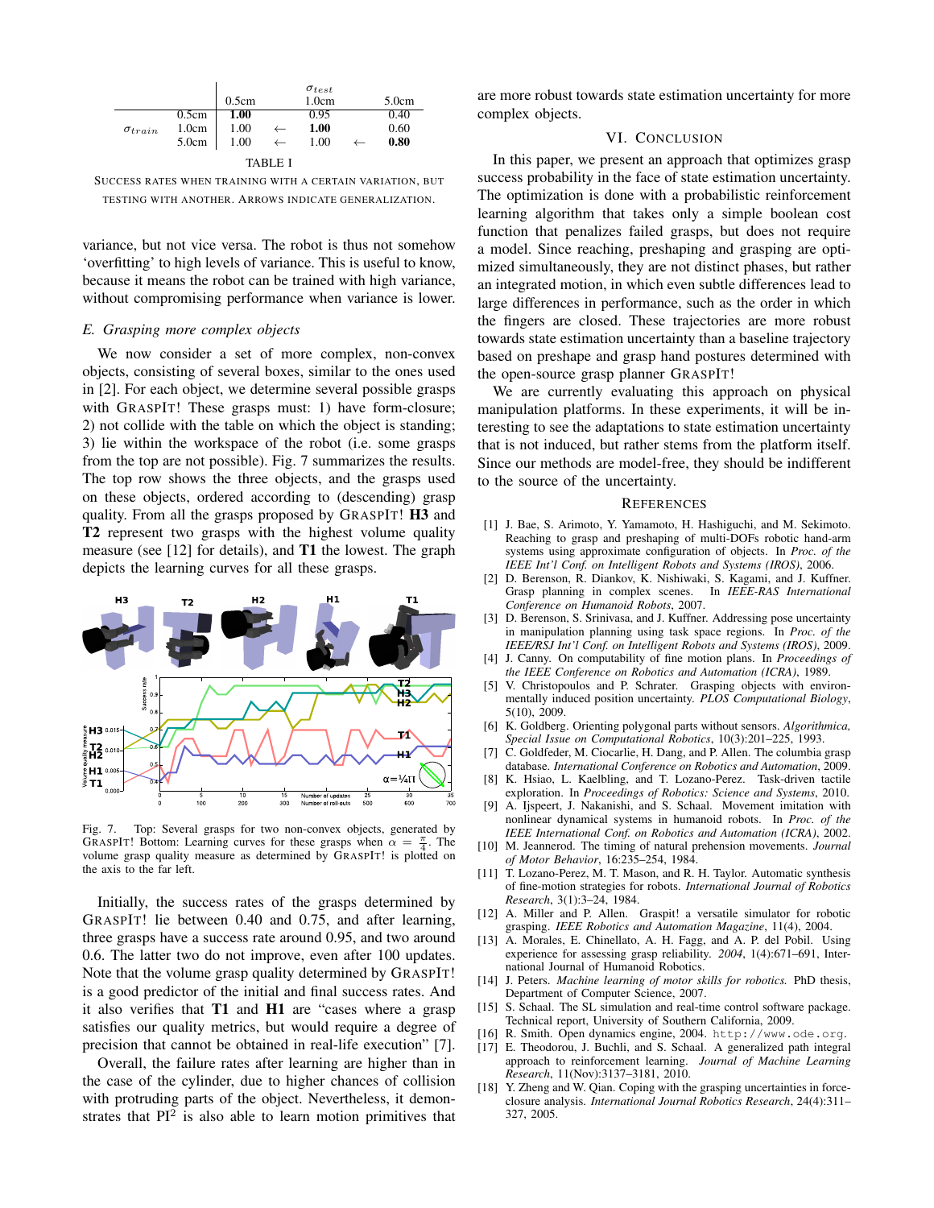| | | $\sigma_{test}$ | | | | |
|---|---|---|---|---|---|---|
| | | 0.5cm | | 1.0cm | | 5.0cm |
| $\sigma_{train}$ | 0.5cm | **1.00** | | 0.95 | | 0.40 |
| | 1.0cm | 1.00 | ← | **1.00** | | 0.60 |
| | 5.0cm | 1.00 | ← | 1.00 | ← | **0.80** |

TABLE I

SUCCESS RATES WHEN TRAINING WITH A CERTAIN VARIATION, BUT TESTING WITH ANOTHER. ARROWS INDICATE GENERALIZATION.

variance, but not vice versa. The robot is thus not somehow 'overfitting' to high levels of variance. This is useful to know, because it means the robot can be trained with high variance, without compromising performance when variance is lower.

### *E. Grasping more complex objects*

We now consider a set of more complex, non-convex objects, consisting of several boxes, similar to the ones used in [2]. For each object, we determine several possible grasps with GRASPIT! These grasps must: 1) have form-closure; 2) not collide with the table on which the object is standing; 3) lie within the workspace of the robot (i.e. some grasps from the top are not possible). Fig. 7 summarizes the results. The top row shows the three objects, and the grasps used on these objects, ordered according to (descending) grasp quality. From all the grasps proposed by GRASPIT! **H3** and **T2** represent two grasps with the highest volume quality measure (see [12] for details), and **T1** the lowest. The graph depicts the learning curves for all these grasps.

H3 T2 H2 H1 T1

Success rate

Volume quality measure

H3 0.015 T2 0.010 H2 H1 0.005 T1 0.000

1 0.9 0.8 0.7 0.6 0.5 0.4

T2 H3 H2 T1 H1

α=¼π

0 5 10 15 20 25 30 35 Number of updates

0 100 200 300 400 500 600 700 Number of roll-outs

Fig. 7. Top: Several grasps for two non-convex objects, generated by GRASPIT! Bottom: Learning curves for these grasps when $\alpha = \frac{\pi}{4}$. The volume grasp quality measure as determined by GRASPIT! is plotted on the axis to the far left.

Initially, the success rates of the grasps determined by GRASPIT! lie between 0.40 and 0.75, and after learning, three grasps have a success rate around 0.95, and two around 0.6. The latter two do not improve, even after 100 updates. Note that the volume grasp quality determined by GRASPIT! is a good predictor of the initial and final success rates. And it also verifies that **T1** and **H1** are "cases where a grasp satisfies our quality metrics, but would require a degree of precision that cannot be obtained in real-life execution" [7].

Overall, the failure rates after learning are higher than in the case of the cylinder, due to higher chances of collision with protruding parts of the object. Nevertheless, it demonstrates that $PI^2$ is also able to learn motion primitives that are more robust towards state estimation uncertainty for more complex objects.

## VI. CONCLUSION

In this paper, we present an approach that optimizes grasp success probability in the face of state estimation uncertainty. The optimization is done with a probabilistic reinforcement learning algorithm that takes only a simple boolean cost function that penalizes failed grasps, but does not require a model. Since reaching, preshaping and grasping are optimized simultaneously, they are not distinct phases, but rather an integrated motion, in which even subtle differences lead to large differences in performance, such as the order in which the fingers are closed. These trajectories are more robust towards state estimation uncertainty than a baseline trajectory based on preshape and grasp hand postures determined with the open-source grasp planner GRASPIT!

We are currently evaluating this approach on physical manipulation platforms. In these experiments, it will be interesting to see the adaptations to state estimation uncertainty that is not induced, but rather stems from the platform itself. Since our methods are model-free, they should be indifferent to the source of the uncertainty.

## REFERENCES

[1] J. Bae, S. Arimoto, Y. Yamamoto, H. Hashiguchi, and M. Sekimoto. Reaching to grasp and preshaping of multi-DOFs robotic hand-arm systems using approximate configuration of objects. In *Proc. of the IEEE Int'l Conf. on Intelligent Robots and Systems (IROS)*, 2006.

[2] D. Berenson, R. Diankov, K. Nishiwaki, S. Kagami, and J. Kuffner. Grasp planning in complex scenes. In *IEEE-RAS International Conference on Humanoid Robots*, 2007.

[3] D. Berenson, S. Srinivasa, and J. Kuffner. Addressing pose uncertainty in manipulation planning using task space regions. In *Proc. of the IEEE/RSJ Int'l Conf. on Intelligent Robots and Systems (IROS)*, 2009.

[4] J. Canny. On computability of fine motion plans. In *Proceedings of the IEEE Conference on Robotics and Automation (ICRA)*, 1989.

[5] V. Christopoulos and P. Schrater. Grasping objects with environmentally induced position uncertainty. *PLOS Computational Biology*, 5(10), 2009.

[6] K. Goldberg. Orienting polygonal parts without sensors. *Algorithmica, Special Issue on Computational Robotics*, 10(3):201–225, 1993.

[7] C. Goldfeder, M. Ciocarlie, H. Dang, and P. Allen. The columbia grasp database. *International Conference on Robotics and Automation*, 2009.

[8] K. Hsiao, L. Kaelbling, and T. Lozano-Perez. Task-driven tactile exploration. In *Proceedings of Robotics: Science and Systems*, 2010.

[9] A. Ijspeert, J. Nakanishi, and S. Schaal. Movement imitation with nonlinear dynamical systems in humanoid robots. In *Proc. of the IEEE International Conf. on Robotics and Automation (ICRA)*, 2002.

[10] M. Jeannerod. The timing of natural prehension movements. *Journal of Motor Behavior*, 16:235–254, 1984.

[11] T. Lozano-Perez, M. T. Mason, and R. H. Taylor. Automatic synthesis of fine-motion strategies for robots. *International Journal of Robotics Research*, 3(1):3–24, 1984.

[12] A. Miller and P. Allen. Graspit! a versatile simulator for robotic grasping. *IEEE Robotics and Automation Magazine*, 11(4), 2004.

[13] A. Morales, E. Chinellato, A. H. Fagg, and A. P. del Pobil. Using experience for assessing grasp reliability. *2004*, 1(4):671–691, International Journal of Humanoid Robotics.

[14] J. Peters. *Machine learning of motor skills for robotics.* PhD thesis, Department of Computer Science, 2007.

[15] S. Schaal. The SL simulation and real-time control software package. Technical report, University of Southern California, 2009.

[16] R. Smith. Open dynamics engine, 2004. http://www.ode.org.

[17] E. Theodorou, J. Buchli, and S. Schaal. A generalized path integral approach to reinforcement learning. *Journal of Machine Learning Research*, 11(Nov):3137–3181, 2010.

[18] Y. Zheng and W. Qian. Coping with the grasping uncertainties in force-closure analysis. *International Journal Robotics Research*, 24(4):311–327, 2005.